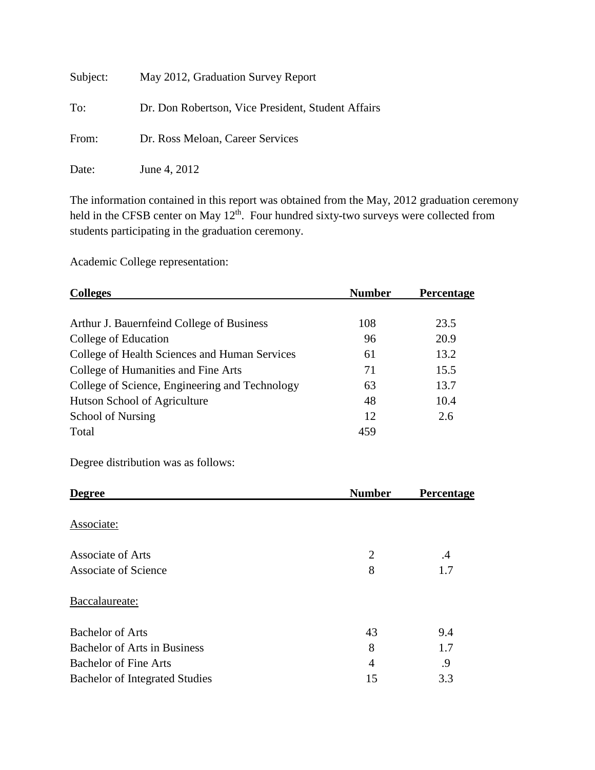Subject: May 2012, Graduation Survey Report

To: Dr. Don Robertson, Vice President, Student Affairs

From: Dr. Ross Meloan, Career Services

Date: June 4, 2012

The information contained in this report was obtained from the May, 2012 graduation ceremony held in the CFSB center on May 12th. Four hundred sixty-two surveys were collected from students participating in the graduation ceremony.

Academic College representation:

| Colleges | Number | Percentage |
|---|---|---|
| Arthur J. Bauernfeind College of Business | 108 | 23.5 |
| College of Education | 96 | 20.9 |
| College of Health Sciences and Human Services | 61 | 13.2 |
| College of Humanities and Fine Arts | 71 | 15.5 |
| College of Science, Engineering and Technology | 63 | 13.7 |
| Hutson School of Agriculture | 48 | 10.4 |
| School of Nursing | 12 | 2.6 |
| Total | 459 | |

Degree distribution was as follows:

| Degree | Number | Percentage |
|---|---|---|
| Associate: | | |
| Associate of Arts | 2 | .4 |
| Associate of Science | 8 | 1.7 |
| Baccalaureate: | | |
| Bachelor of Arts | 43 | 9.4 |
| Bachelor of Arts in Business | 8 | 1.7 |
| Bachelor of Fine Arts | 4 | .9 |
| Bachelor of Integrated Studies | 15 | 3.3 |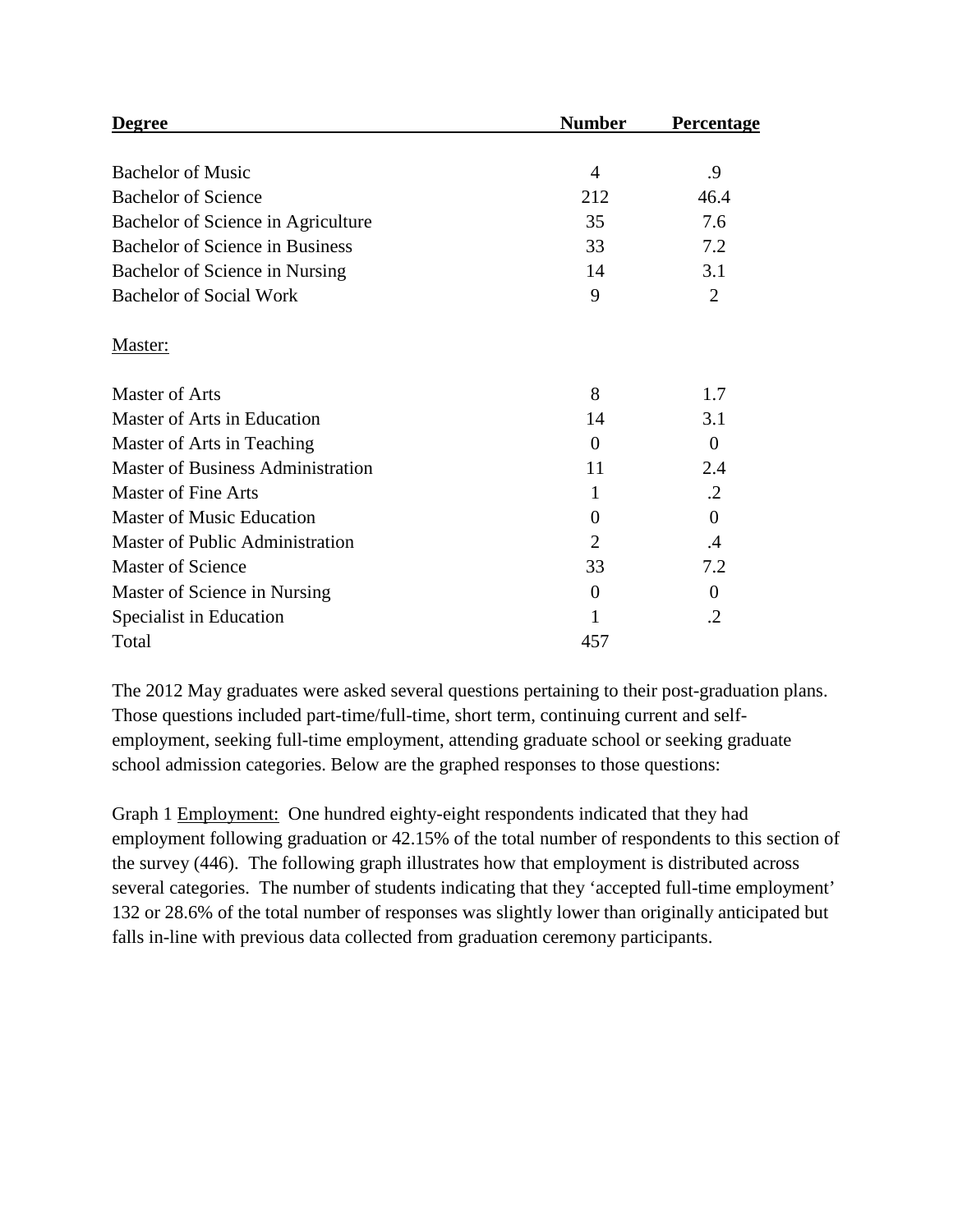| Degree | Number | Percentage |
|---|---|---|
| Bachelor of Music | 4 | .9 |
| Bachelor of Science | 212 | 46.4 |
| Bachelor of Science in Agriculture | 35 | 7.6 |
| Bachelor of Science in Business | 33 | 7.2 |
| Bachelor of Science in Nursing | 14 | 3.1 |
| Bachelor of Social Work | 9 | 2 |
| Master: | | |
| Master of Arts | 8 | 1.7 |
| Master of Arts in Education | 14 | 3.1 |
| Master of Arts in Teaching | 0 | 0 |
| Master of Business Administration | 11 | 2.4 |
| Master of Fine Arts | 1 | .2 |
| Master of Music Education | 0 | 0 |
| Master of Public Administration | 2 | .4 |
| Master of Science | 33 | 7.2 |
| Master of Science in Nursing | 0 | 0 |
| Specialist in Education | 1 | .2 |
| Total | 457 | |

The 2012 May graduates were asked several questions pertaining to their post-graduation plans. Those questions included part-time/full-time, short term, continuing current and self-employment, seeking full-time employment, attending graduate school or seeking graduate school admission categories. Below are the graphed responses to those questions:

Graph 1 Employment: One hundred eighty-eight respondents indicated that they had employment following graduation or 42.15% of the total number of respondents to this section of the survey (446). The following graph illustrates how that employment is distributed across several categories. The number of students indicating that they 'accepted full-time employment' 132 or 28.6% of the total number of responses was slightly lower than originally anticipated but falls in-line with previous data collected from graduation ceremony participants.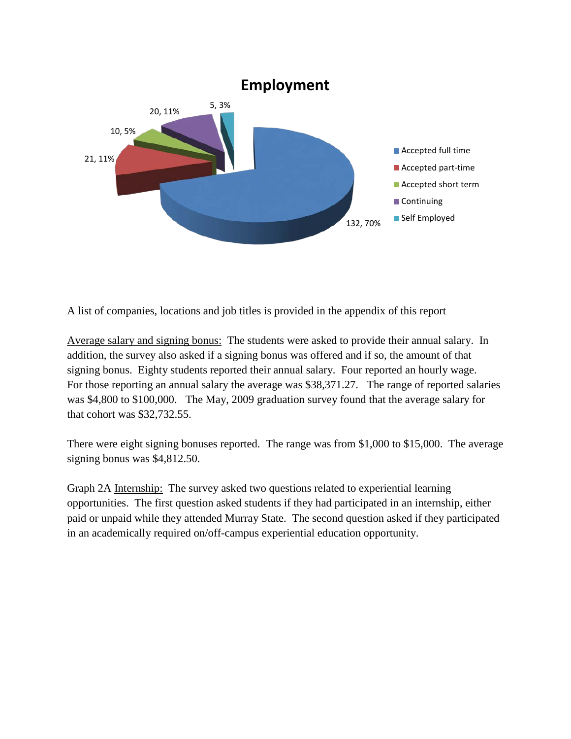**Employment**

| Category | Count | Percent |
|---|---|---|
| Accepted full time | 132 | 70% |
| Accepted part-time | 21 | 11% |
| Accepted short term | 10 | 5% |
| Continuing | 20 | 11% |
| Self Employed | 5 | 3% |

A list of companies, locations and job titles is provided in the appendix of this report

Average salary and signing bonus: The students were asked to provide their annual salary. In addition, the survey also asked if a signing bonus was offered and if so, the amount of that signing bonus. Eighty students reported their annual salary. Four reported an hourly wage. For those reporting an annual salary the average was $38,371.27. The range of reported salaries was $4,800 to $100,000. The May, 2009 graduation survey found that the average salary for that cohort was $32,732.55.

There were eight signing bonuses reported. The range was from $1,000 to $15,000. The average signing bonus was $4,812.50.

Graph 2A Internship: The survey asked two questions related to experiential learning opportunities. The first question asked students if they had participated in an internship, either paid or unpaid while they attended Murray State. The second question asked if they participated in an academically required on/off-campus experiential education opportunity.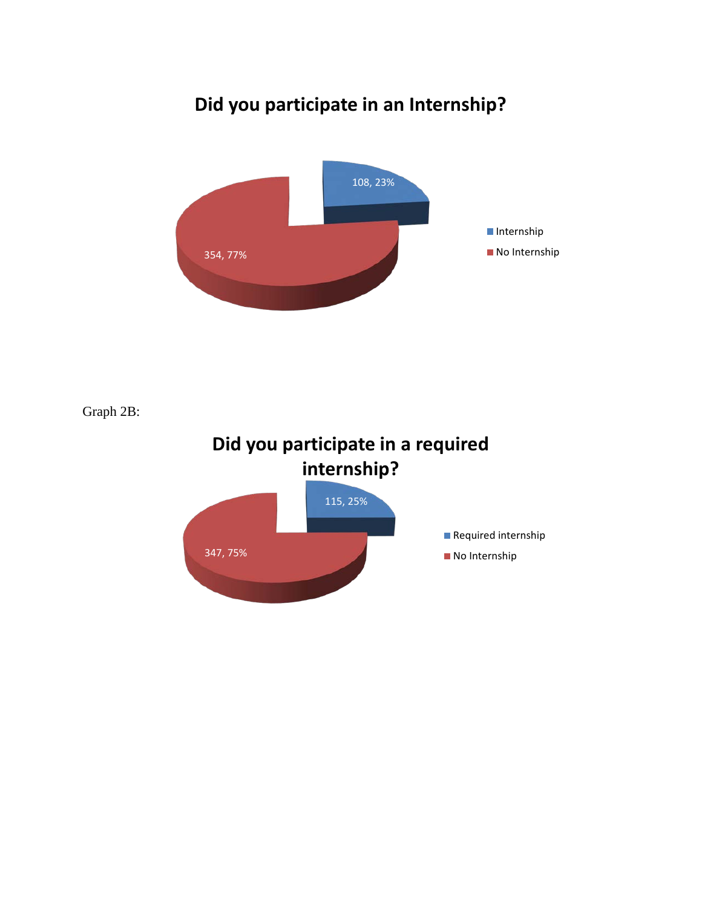**Did you participate in an Internship?**

| Category | Count | Percent |
| --- | --- | --- |
| Internship | 108 | 23% |
| No Internship | 354 | 77% |

Graph 2B:

**Did you participate in a required internship?**

| Category | Count | Percent |
| --- | --- | --- |
| Required internship | 115 | 25% |
| No Internship | 347 | 75% |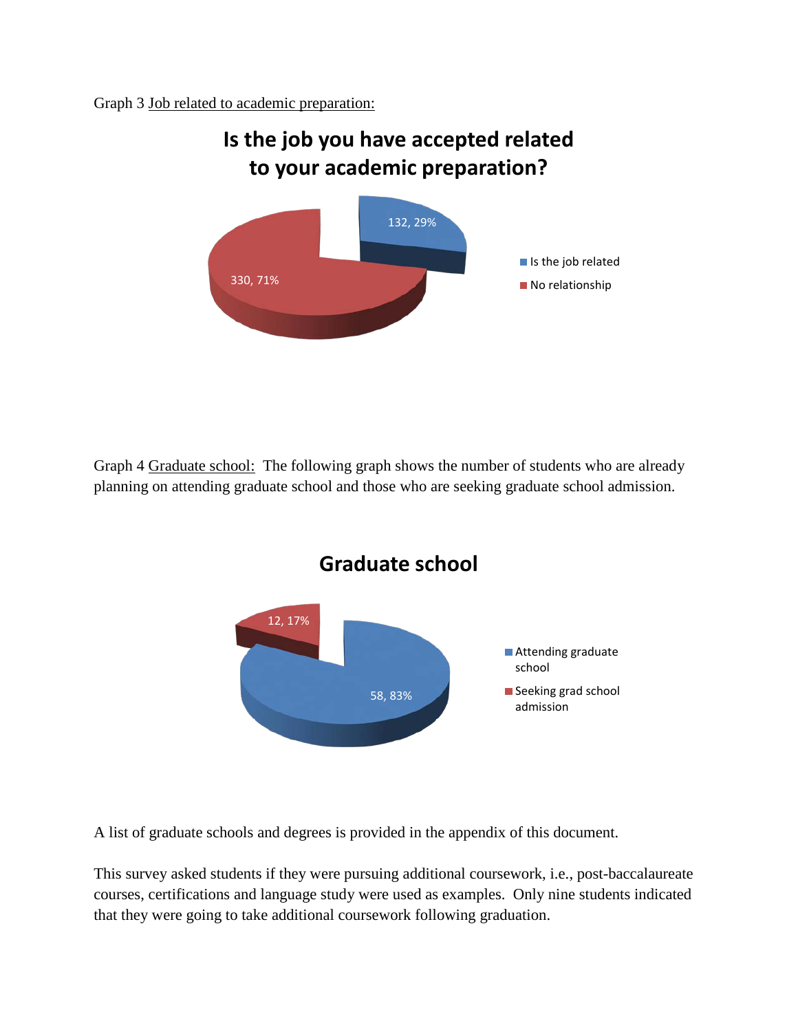Graph 3 Job related to academic preparation:

**Is the job you have accepted related to your academic preparation?**

132, 29%

330, 71%

Is the job related

No relationship

Graph 4 Graduate school: The following graph shows the number of students who are already planning on attending graduate school and those who are seeking graduate school admission.

**Graduate school**

12, 17%

58, 83%

Attending graduate school

Seeking grad school admission

A list of graduate schools and degrees is provided in the appendix of this document.

This survey asked students if they were pursuing additional coursework, i.e., post-baccalaureate courses, certifications and language study were used as examples. Only nine students indicated that they were going to take additional coursework following graduation.